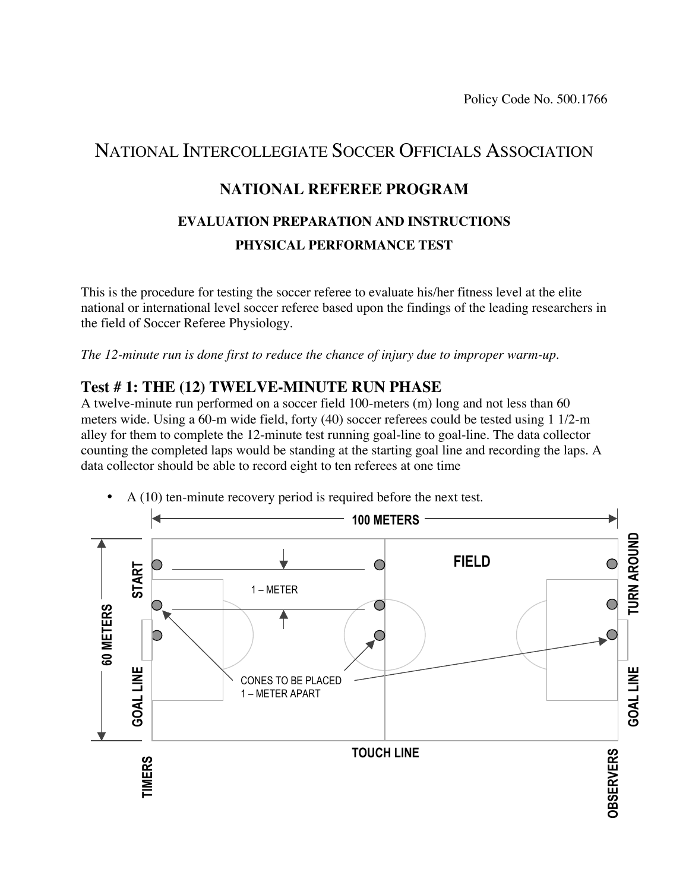Policy Code No. 500.1766

# NATIONAL INTERCOLLEGIATE SOCCER OFFICIALS ASSOCIATION

## NATIONAL REFEREE PROGRAM

### EVALUATION PREPARATION AND INSTRUCTIONS

### PHYSICAL PERFORMANCE TEST

This is the procedure for testing the soccer referee to evaluate his/her fitness level at the elite national or international level soccer referee based upon the findings of the leading researchers in the field of Soccer Referee Physiology.

*The 12-minute run is done first to reduce the chance of injury due to improper warm-up.*

## Test # 1: THE (12) TWELVE-MINUTE RUN PHASE

A twelve-minute run performed on a soccer field 100-meters (m) long and not less than 60 meters wide. Using a 60-m wide field, forty (40) soccer referees could be tested using 1 1/2-m alley for them to complete the 12-minute test running goal-line to goal-line. The data collector counting the completed laps would be standing at the starting goal line and recording the laps. A data collector should be able to record eight to ten referees at one time

- A (10) ten-minute recovery period is required before the next test.

100 METERS

60 METERS

START

1 – METER

FIELD

TURN AROUND

CONES TO BE PLACED 1 – METER APART

GOAL LINE

GOAL LINE

TOUCH LINE

TIMERS

OBSERVERS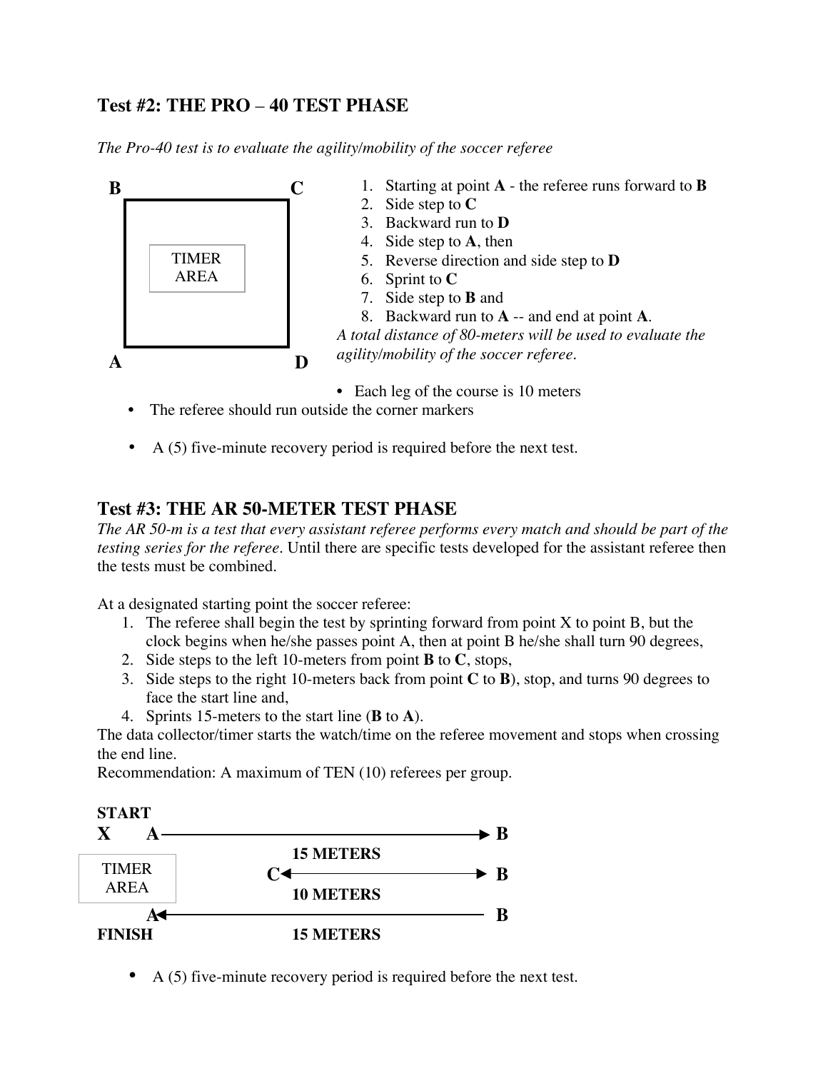## Test #2: THE PRO – 40 TEST PHASE

*The Pro-40 test is to evaluate the agility/mobility of the soccer referee*

B C

TIMER AREA

A D

1. Starting at point **A** - the referee runs forward to **B**
2. Side step to **C**
3. Backward run to **D**
4. Side step to **A**, then
5. Reverse direction and side step to **D**
6. Sprint to **C**
7. Side step to **B** and
8. Backward run to **A** -- and end at point **A**.

*A total distance of 80-meters will be used to evaluate the agility/mobility of the soccer referee.*

- Each leg of the course is 10 meters
- The referee should run outside the corner markers
- A (5) five-minute recovery period is required before the next test.

## Test #3: THE AR 50-METER TEST PHASE

*The AR 50-m is a test that every assistant referee performs every match and should be part of the testing series for the referee.* Until there are specific tests developed for the assistant referee then the tests must be combined.

At a designated starting point the soccer referee:

1. The referee shall begin the test by sprinting forward from point X to point B, but the clock begins when he/she passes point A, then at point B he/she shall turn 90 degrees,
2. Side steps to the left 10-meters from point **B** to **C**, stops,
3. Side steps to the right 10-meters back from point **C** to **B**), stop, and turns 90 degrees to face the start line and,
4. Sprints 15-meters to the start line (**B** to **A**).

The data collector/timer starts the watch/time on the referee movement and stops when crossing the end line.
Recommendation: A maximum of TEN (10) referees per group.

**START**
**X A** → **B**
**15 METERS**
TIMER AREA
**C** ↔ **B**
**10 METERS**
**A** ← **B**
**FINISH**
**15 METERS**

- A (5) five-minute recovery period is required before the next test.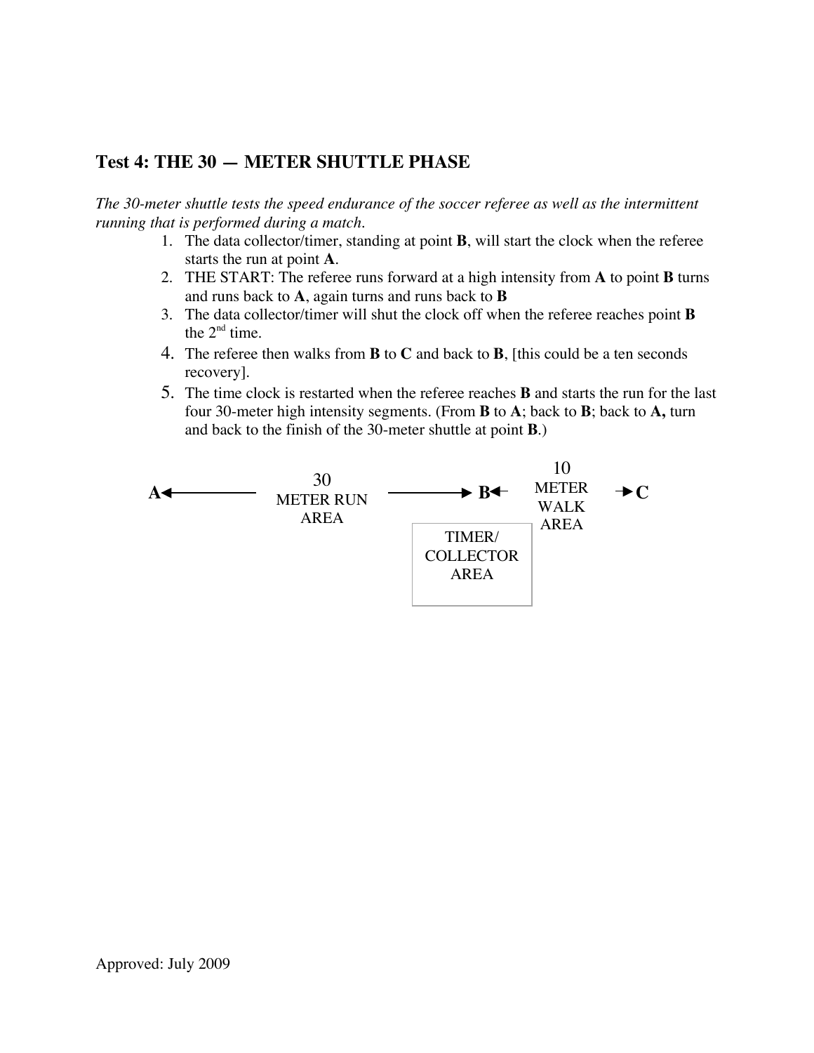## Test 4: THE 30 — METER SHUTTLE PHASE

*The 30-meter shuttle tests the speed endurance of the soccer referee as well as the intermittent running that is performed during a match.*

1. The data collector/timer, standing at point **B**, will start the clock when the referee starts the run at point **A**.
2. THE START: The referee runs forward at a high intensity from **A** to point **B** turns and runs back to **A**, again turns and runs back to **B**
3. The data collector/timer will shut the clock off when the referee reaches point **B** the 2nd time.
4. The referee then walks from **B** to **C** and back to **B**, [this could be a ten seconds recovery].
5. The time clock is restarted when the referee reaches **B** and starts the run for the last four 30-meter high intensity segments. (From **B** to **A**; back to **B**; back to **A,** turn and back to the finish of the 30-meter shuttle at point **B**.)

**A** ← 30 METER RUN AREA → **B** ← 10 METER WALK AREA → **C**

TIMER/ COLLECTOR AREA

Approved: July 2009